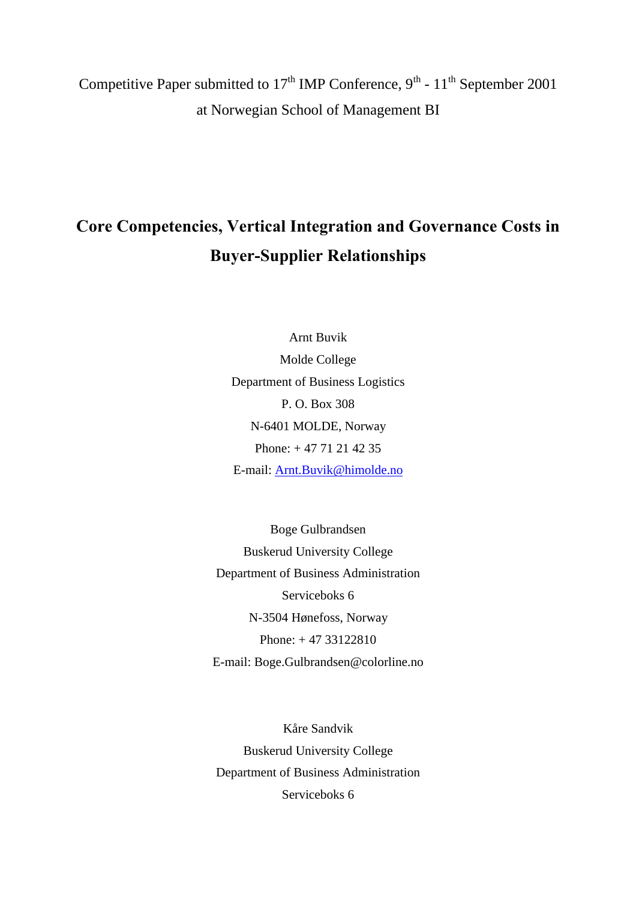Competitive Paper submitted to 17th IMP Conference, 9th - 11th September 2001 at Norwegian School of Management BI

# Core Competencies, Vertical Integration and Governance Costs in Buyer-Supplier Relationships

Arnt Buvik
Molde College
Department of Business Logistics
P. O. Box 308
N-6401 MOLDE, Norway
Phone: + 47 71 21 42 35
E-mail: Arnt.Buvik@himolde.no

Boge Gulbrandsen
Buskerud University College
Department of Business Administration
Serviceboks 6
N-3504 Hønefoss, Norway
Phone: + 47 33122810
E-mail: Boge.Gulbrandsen@colorline.no

Kåre Sandvik
Buskerud University College
Department of Business Administration
Serviceboks 6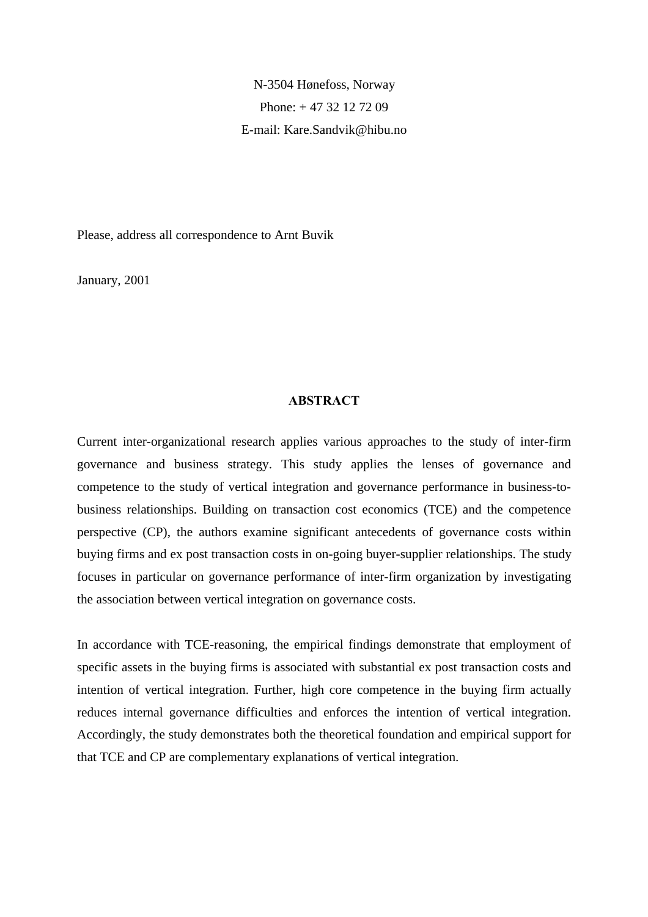N-3504 Hønefoss, Norway

Phone: + 47 32 12 72 09

E-mail: Kare.Sandvik@hibu.no

Please, address all correspondence to Arnt Buvik

January, 2001

## ABSTRACT

Current inter-organizational research applies various approaches to the study of inter-firm governance and business strategy. This study applies the lenses of governance and competence to the study of vertical integration and governance performance in business-to-business relationships. Building on transaction cost economics (TCE) and the competence perspective (CP), the authors examine significant antecedents of governance costs within buying firms and ex post transaction costs in on-going buyer-supplier relationships. The study focuses in particular on governance performance of inter-firm organization by investigating the association between vertical integration on governance costs.

In accordance with TCE-reasoning, the empirical findings demonstrate that employment of specific assets in the buying firms is associated with substantial ex post transaction costs and intention of vertical integration. Further, high core competence in the buying firm actually reduces internal governance difficulties and enforces the intention of vertical integration. Accordingly, the study demonstrates both the theoretical foundation and empirical support for that TCE and CP are complementary explanations of vertical integration.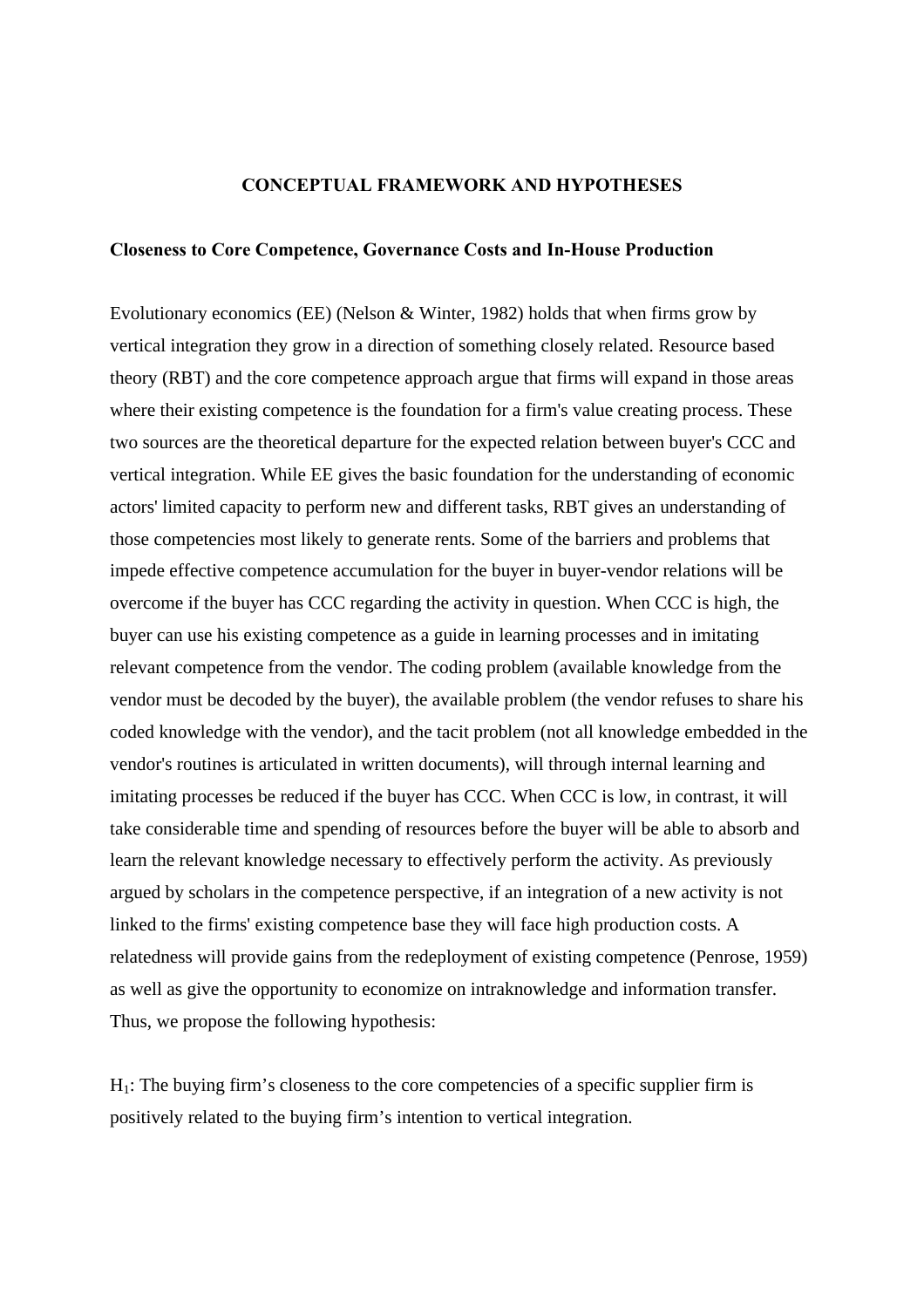## CONCEPTUAL FRAMEWORK AND HYPOTHESES

### Closeness to Core Competence, Governance Costs and In-House Production

Evolutionary economics (EE) (Nelson & Winter, 1982) holds that when firms grow by vertical integration they grow in a direction of something closely related. Resource based theory (RBT) and the core competence approach argue that firms will expand in those areas where their existing competence is the foundation for a firm's value creating process. These two sources are the theoretical departure for the expected relation between buyer's CCC and vertical integration. While EE gives the basic foundation for the understanding of economic actors' limited capacity to perform new and different tasks, RBT gives an understanding of those competencies most likely to generate rents. Some of the barriers and problems that impede effective competence accumulation for the buyer in buyer-vendor relations will be overcome if the buyer has CCC regarding the activity in question. When CCC is high, the buyer can use his existing competence as a guide in learning processes and in imitating relevant competence from the vendor. The coding problem (available knowledge from the vendor must be decoded by the buyer), the available problem (the vendor refuses to share his coded knowledge with the vendor), and the tacit problem (not all knowledge embedded in the vendor's routines is articulated in written documents), will through internal learning and imitating processes be reduced if the buyer has CCC. When CCC is low, in contrast, it will take considerable time and spending of resources before the buyer will be able to absorb and learn the relevant knowledge necessary to effectively perform the activity. As previously argued by scholars in the competence perspective, if an integration of a new activity is not linked to the firms' existing competence base they will face high production costs. A relatedness will provide gains from the redeployment of existing competence (Penrose, 1959) as well as give the opportunity to economize on intraknowledge and information transfer. Thus, we propose the following hypothesis:

$H_1$: The buying firm’s closeness to the core competencies of a specific supplier firm is positively related to the buying firm’s intention to vertical integration.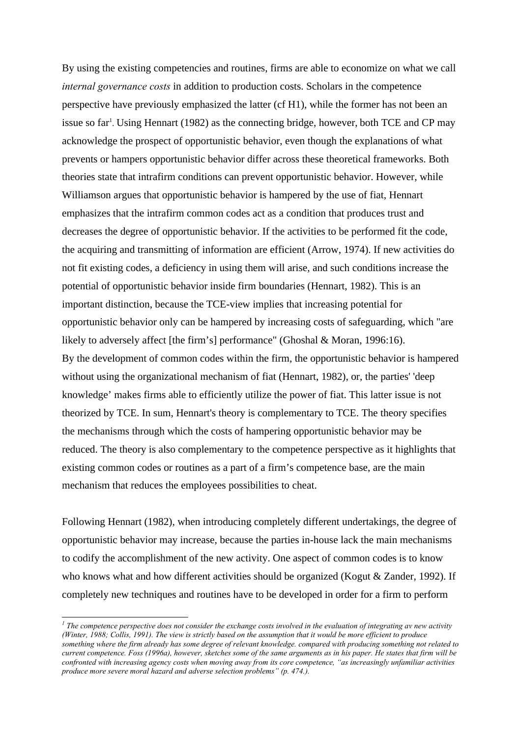By using the existing competencies and routines, firms are able to economize on what we call *internal governance costs* in addition to production costs. Scholars in the competence perspective have previously emphasized the latter (cf H1), while the former has not been an issue so far[1]. Using Hennart (1982) as the connecting bridge, however, both TCE and CP may acknowledge the prospect of opportunistic behavior, even though the explanations of what prevents or hampers opportunistic behavior differ across these theoretical frameworks. Both theories state that intrafirm conditions can prevent opportunistic behavior. However, while Williamson argues that opportunistic behavior is hampered by the use of fiat, Hennart emphasizes that the intrafirm common codes act as a condition that produces trust and decreases the degree of opportunistic behavior. If the activities to be performed fit the code, the acquiring and transmitting of information are efficient (Arrow, 1974). If new activities do not fit existing codes, a deficiency in using them will arise, and such conditions increase the potential of opportunistic behavior inside firm boundaries (Hennart, 1982). This is an important distinction, because the TCE-view implies that increasing potential for opportunistic behavior only can be hampered by increasing costs of safeguarding, which "are likely to adversely affect [the firm's] performance" (Ghoshal & Moran, 1996:16).
By the development of common codes within the firm, the opportunistic behavior is hampered without using the organizational mechanism of fiat (Hennart, 1982), or, the parties' 'deep knowledge' makes firms able to efficiently utilize the power of fiat. This latter issue is not theorized by TCE. In sum, Hennart's theory is complementary to TCE. The theory specifies the mechanisms through which the costs of hampering opportunistic behavior may be reduced. The theory is also complementary to the competence perspective as it highlights that existing common codes or routines as a part of a firm's competence base, are the main mechanism that reduces the employees possibilities to cheat.

Following Hennart (1982), when introducing completely different undertakings, the degree of opportunistic behavior may increase, because the parties in-house lack the main mechanisms to codify the accomplishment of the new activity. One aspect of common codes is to know who knows what and how different activities should be organized (Kogut & Zander, 1992). If completely new techniques and routines have to be developed in order for a firm to perform

---

[1] *The competence perspective does not consider the exchange costs involved in the evaluation of integrating av new activity (Winter, 1988; Collis, 1991). The view is strictly based on the assumption that it would be more efficient to produce something where the firm already has some degree of relevant knowledge. compared with producing something not related to current competence. Foss (1996a), however, sketches some of the same arguments as in his paper. He states that firm will be confronted with increasing agency costs when moving away from its core competence, "as increasingly unfamiliar activities produce more severe moral hazard and adverse selection problems" (p. 474.).*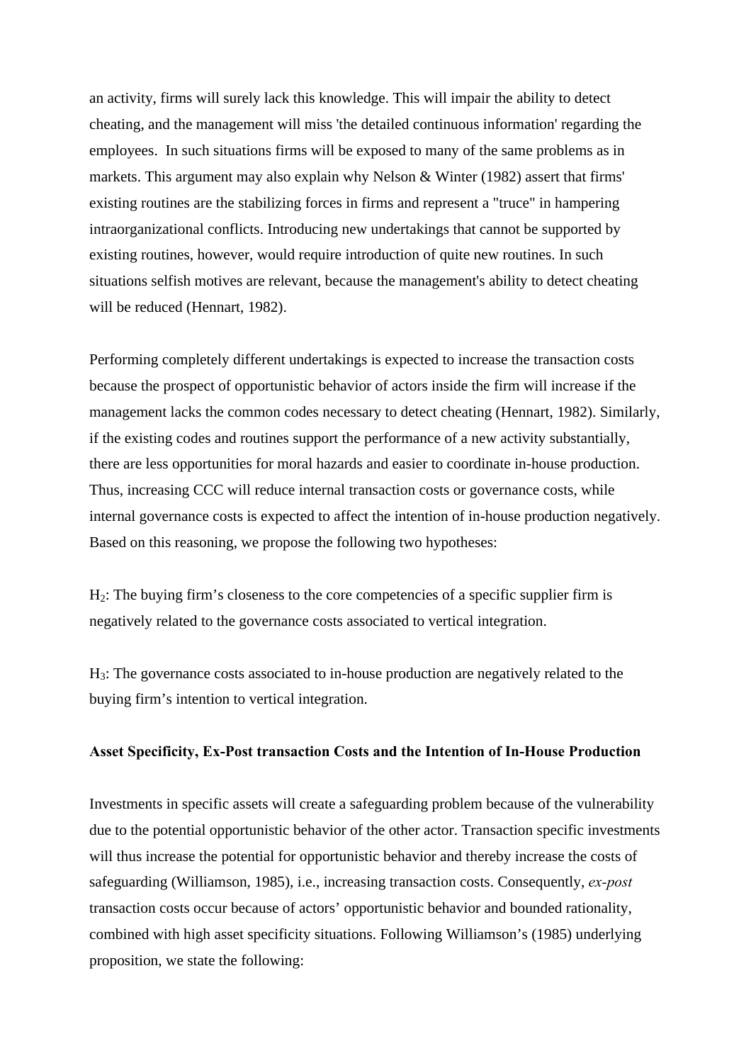an activity, firms will surely lack this knowledge. This will impair the ability to detect cheating, and the management will miss 'the detailed continuous information' regarding the employees.  In such situations firms will be exposed to many of the same problems as in markets. This argument may also explain why Nelson & Winter (1982) assert that firms' existing routines are the stabilizing forces in firms and represent a "truce" in hampering intraorganizational conflicts. Introducing new undertakings that cannot be supported by existing routines, however, would require introduction of quite new routines. In such situations selfish motives are relevant, because the management's ability to detect cheating will be reduced (Hennart, 1982).

Performing completely different undertakings is expected to increase the transaction costs because the prospect of opportunistic behavior of actors inside the firm will increase if the management lacks the common codes necessary to detect cheating (Hennart, 1982). Similarly, if the existing codes and routines support the performance of a new activity substantially, there are less opportunities for moral hazards and easier to coordinate in-house production. Thus, increasing CCC will reduce internal transaction costs or governance costs, while internal governance costs is expected to affect the intention of in-house production negatively. Based on this reasoning, we propose the following two hypotheses:

$H_2$: The buying firm's closeness to the core competencies of a specific supplier firm is negatively related to the governance costs associated to vertical integration.

$H_3$: The governance costs associated to in-house production are negatively related to the buying firm's intention to vertical integration.

**Asset Specificity, Ex-Post transaction Costs and the Intention of In-House Production**

Investments in specific assets will create a safeguarding problem because of the vulnerability due to the potential opportunistic behavior of the other actor. Transaction specific investments will thus increase the potential for opportunistic behavior and thereby increase the costs of safeguarding (Williamson, 1985), i.e., increasing transaction costs. Consequently, *ex-post* transaction costs occur because of actors' opportunistic behavior and bounded rationality, combined with high asset specificity situations. Following Williamson's (1985) underlying proposition, we state the following: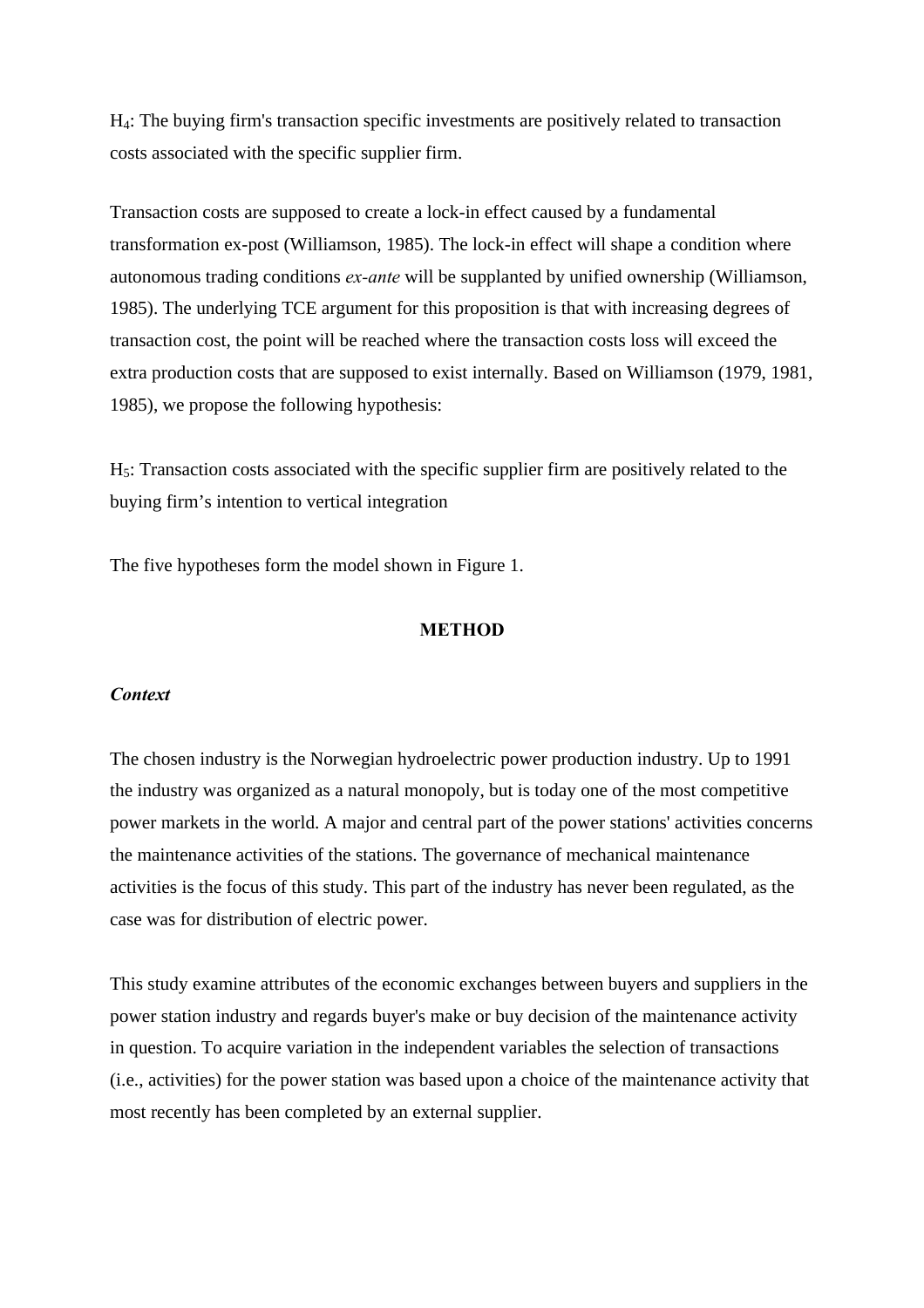$H_4$: The buying firm's transaction specific investments are positively related to transaction costs associated with the specific supplier firm.

Transaction costs are supposed to create a lock-in effect caused by a fundamental transformation ex-post (Williamson, 1985). The lock-in effect will shape a condition where autonomous trading conditions *ex-ante* will be supplanted by unified ownership (Williamson, 1985). The underlying TCE argument for this proposition is that with increasing degrees of transaction cost, the point will be reached where the transaction costs loss will exceed the extra production costs that are supposed to exist internally. Based on Williamson (1979, 1981, 1985), we propose the following hypothesis:

$H_5$: Transaction costs associated with the specific supplier firm are positively related to the buying firm's intention to vertical integration

The five hypotheses form the model shown in Figure 1.

## METHOD

### *Context*

The chosen industry is the Norwegian hydroelectric power production industry. Up to 1991 the industry was organized as a natural monopoly, but is today one of the most competitive power markets in the world. A major and central part of the power stations' activities concerns the maintenance activities of the stations. The governance of mechanical maintenance activities is the focus of this study. This part of the industry has never been regulated, as the case was for distribution of electric power.

This study examine attributes of the economic exchanges between buyers and suppliers in the power station industry and regards buyer's make or buy decision of the maintenance activity in question. To acquire variation in the independent variables the selection of transactions (i.e., activities) for the power station was based upon a choice of the maintenance activity that most recently has been completed by an external supplier.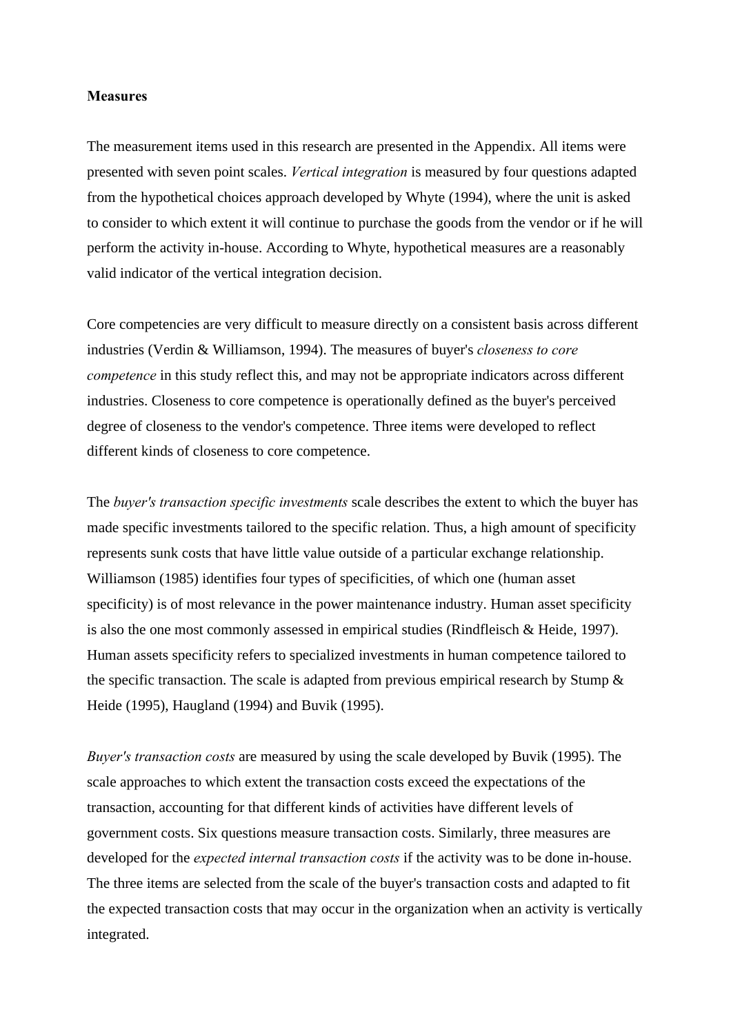**Measures**

The measurement items used in this research are presented in the Appendix. All items were presented with seven point scales. *Vertical integration* is measured by four questions adapted from the hypothetical choices approach developed by Whyte (1994), where the unit is asked to consider to which extent it will continue to purchase the goods from the vendor or if he will perform the activity in-house. According to Whyte, hypothetical measures are a reasonably valid indicator of the vertical integration decision.

Core competencies are very difficult to measure directly on a consistent basis across different industries (Verdin & Williamson, 1994). The measures of buyer's *closeness to core competence* in this study reflect this, and may not be appropriate indicators across different industries. Closeness to core competence is operationally defined as the buyer's perceived degree of closeness to the vendor's competence. Three items were developed to reflect different kinds of closeness to core competence.

The *buyer's transaction specific investments* scale describes the extent to which the buyer has made specific investments tailored to the specific relation. Thus, a high amount of specificity represents sunk costs that have little value outside of a particular exchange relationship. Williamson (1985) identifies four types of specificities, of which one (human asset specificity) is of most relevance in the power maintenance industry. Human asset specificity is also the one most commonly assessed in empirical studies (Rindfleisch & Heide, 1997). Human assets specificity refers to specialized investments in human competence tailored to the specific transaction. The scale is adapted from previous empirical research by Stump & Heide (1995), Haugland (1994) and Buvik (1995).

*Buyer's transaction costs* are measured by using the scale developed by Buvik (1995). The scale approaches to which extent the transaction costs exceed the expectations of the transaction, accounting for that different kinds of activities have different levels of government costs. Six questions measure transaction costs. Similarly, three measures are developed for the *expected internal transaction costs* if the activity was to be done in-house. The three items are selected from the scale of the buyer's transaction costs and adapted to fit the expected transaction costs that may occur in the organization when an activity is vertically integrated.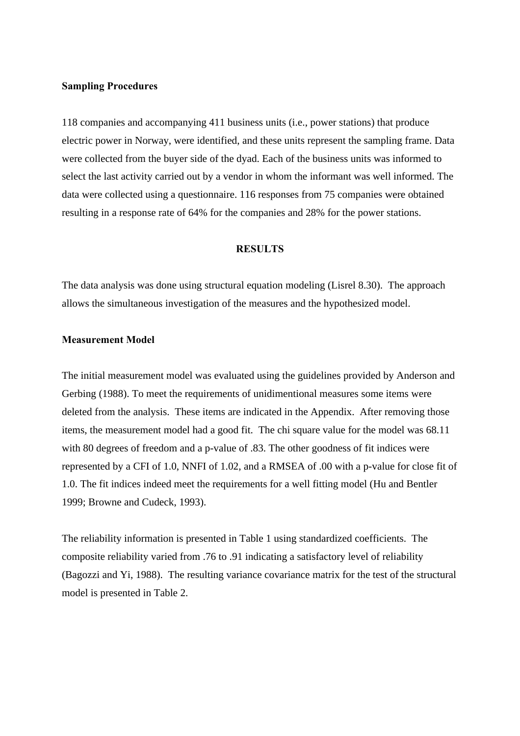### Sampling Procedures

118 companies and accompanying 411 business units (i.e., power stations) that produce electric power in Norway, were identified, and these units represent the sampling frame. Data were collected from the buyer side of the dyad. Each of the business units was informed to select the last activity carried out by a vendor in whom the informant was well informed. The data were collected using a questionnaire. 116 responses from 75 companies were obtained resulting in a response rate of 64% for the companies and 28% for the power stations.

## RESULTS

The data analysis was done using structural equation modeling (Lisrel 8.30). The approach allows the simultaneous investigation of the measures and the hypothesized model.

### Measurement Model

The initial measurement model was evaluated using the guidelines provided by Anderson and Gerbing (1988). To meet the requirements of unidimentional measures some items were deleted from the analysis. These items are indicated in the Appendix. After removing those items, the measurement model had a good fit. The chi square value for the model was 68.11 with 80 degrees of freedom and a p-value of .83. The other goodness of fit indices were represented by a CFI of 1.0, NNFI of 1.02, and a RMSEA of .00 with a p-value for close fit of 1.0. The fit indices indeed meet the requirements for a well fitting model (Hu and Bentler 1999; Browne and Cudeck, 1993).

The reliability information is presented in Table 1 using standardized coefficients. The composite reliability varied from .76 to .91 indicating a satisfactory level of reliability (Bagozzi and Yi, 1988). The resulting variance covariance matrix for the test of the structural model is presented in Table 2.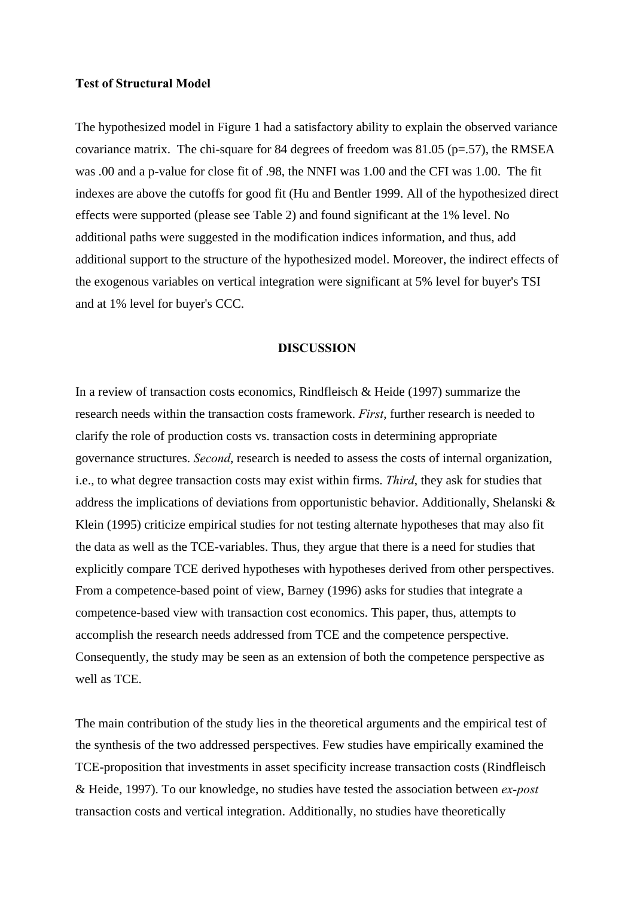**Test of Structural Model**

The hypothesized model in Figure 1 had a satisfactory ability to explain the observed variance covariance matrix. The chi-square for 84 degrees of freedom was 81.05 ($p=.57$), the RMSEA was .00 and a p-value for close fit of .98, the NNFI was 1.00 and the CFI was 1.00. The fit indexes are above the cutoffs for good fit (Hu and Bentler 1999. All of the hypothesized direct effects were supported (please see Table 2) and found significant at the 1% level. No additional paths were suggested in the modification indices information, and thus, add additional support to the structure of the hypothesized model. Moreover, the indirect effects of the exogenous variables on vertical integration were significant at 5% level for buyer's TSI and at 1% level for buyer's CCC.

## DISCUSSION

In a review of transaction costs economics, Rindfleisch & Heide (1997) summarize the research needs within the transaction costs framework. *First*, further research is needed to clarify the role of production costs vs. transaction costs in determining appropriate governance structures. *Second*, research is needed to assess the costs of internal organization, i.e., to what degree transaction costs may exist within firms. *Third*, they ask for studies that address the implications of deviations from opportunistic behavior. Additionally, Shelanski & Klein (1995) criticize empirical studies for not testing alternate hypotheses that may also fit the data as well as the TCE-variables. Thus, they argue that there is a need for studies that explicitly compare TCE derived hypotheses with hypotheses derived from other perspectives. From a competence-based point of view, Barney (1996) asks for studies that integrate a competence-based view with transaction cost economics. This paper, thus, attempts to accomplish the research needs addressed from TCE and the competence perspective. Consequently, the study may be seen as an extension of both the competence perspective as well as TCE.

The main contribution of the study lies in the theoretical arguments and the empirical test of the synthesis of the two addressed perspectives. Few studies have empirically examined the TCE-proposition that investments in asset specificity increase transaction costs (Rindfleisch & Heide, 1997). To our knowledge, no studies have tested the association between *ex-post* transaction costs and vertical integration. Additionally, no studies have theoretically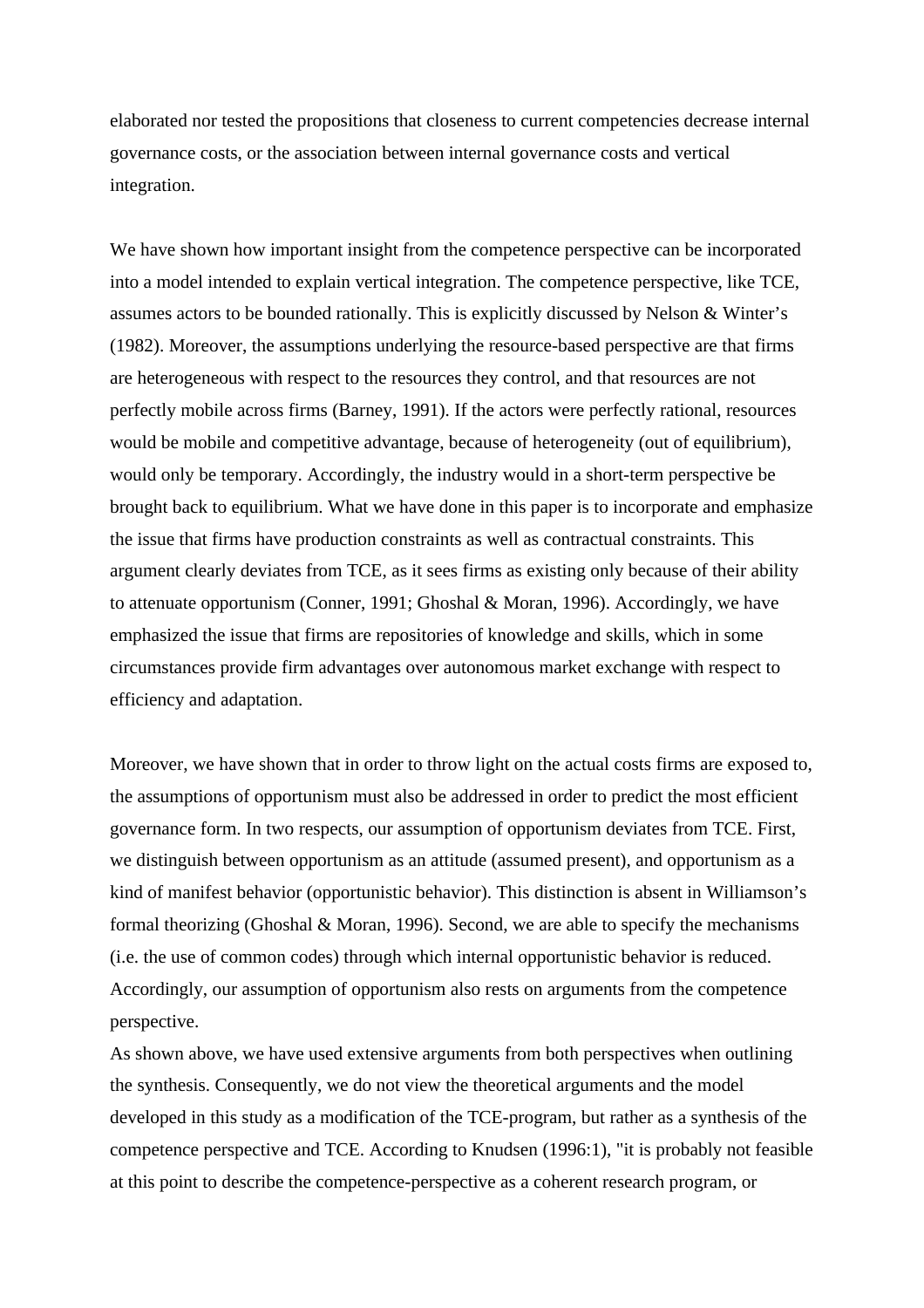elaborated nor tested the propositions that closeness to current competencies decrease internal governance costs, or the association between internal governance costs and vertical integration.

We have shown how important insight from the competence perspective can be incorporated into a model intended to explain vertical integration. The competence perspective, like TCE, assumes actors to be bounded rationally. This is explicitly discussed by Nelson & Winter's (1982). Moreover, the assumptions underlying the resource-based perspective are that firms are heterogeneous with respect to the resources they control, and that resources are not perfectly mobile across firms (Barney, 1991). If the actors were perfectly rational, resources would be mobile and competitive advantage, because of heterogeneity (out of equilibrium), would only be temporary. Accordingly, the industry would in a short-term perspective be brought back to equilibrium. What we have done in this paper is to incorporate and emphasize the issue that firms have production constraints as well as contractual constraints. This argument clearly deviates from TCE, as it sees firms as existing only because of their ability to attenuate opportunism (Conner, 1991; Ghoshal & Moran, 1996). Accordingly, we have emphasized the issue that firms are repositories of knowledge and skills, which in some circumstances provide firm advantages over autonomous market exchange with respect to efficiency and adaptation.

Moreover, we have shown that in order to throw light on the actual costs firms are exposed to, the assumptions of opportunism must also be addressed in order to predict the most efficient governance form. In two respects, our assumption of opportunism deviates from TCE. First, we distinguish between opportunism as an attitude (assumed present), and opportunism as a kind of manifest behavior (opportunistic behavior). This distinction is absent in Williamson's formal theorizing (Ghoshal & Moran, 1996). Second, we are able to specify the mechanisms (i.e. the use of common codes) through which internal opportunistic behavior is reduced. Accordingly, our assumption of opportunism also rests on arguments from the competence perspective.

As shown above, we have used extensive arguments from both perspectives when outlining the synthesis. Consequently, we do not view the theoretical arguments and the model developed in this study as a modification of the TCE-program, but rather as a synthesis of the competence perspective and TCE. According to Knudsen (1996:1), "it is probably not feasible at this point to describe the competence-perspective as a coherent research program, or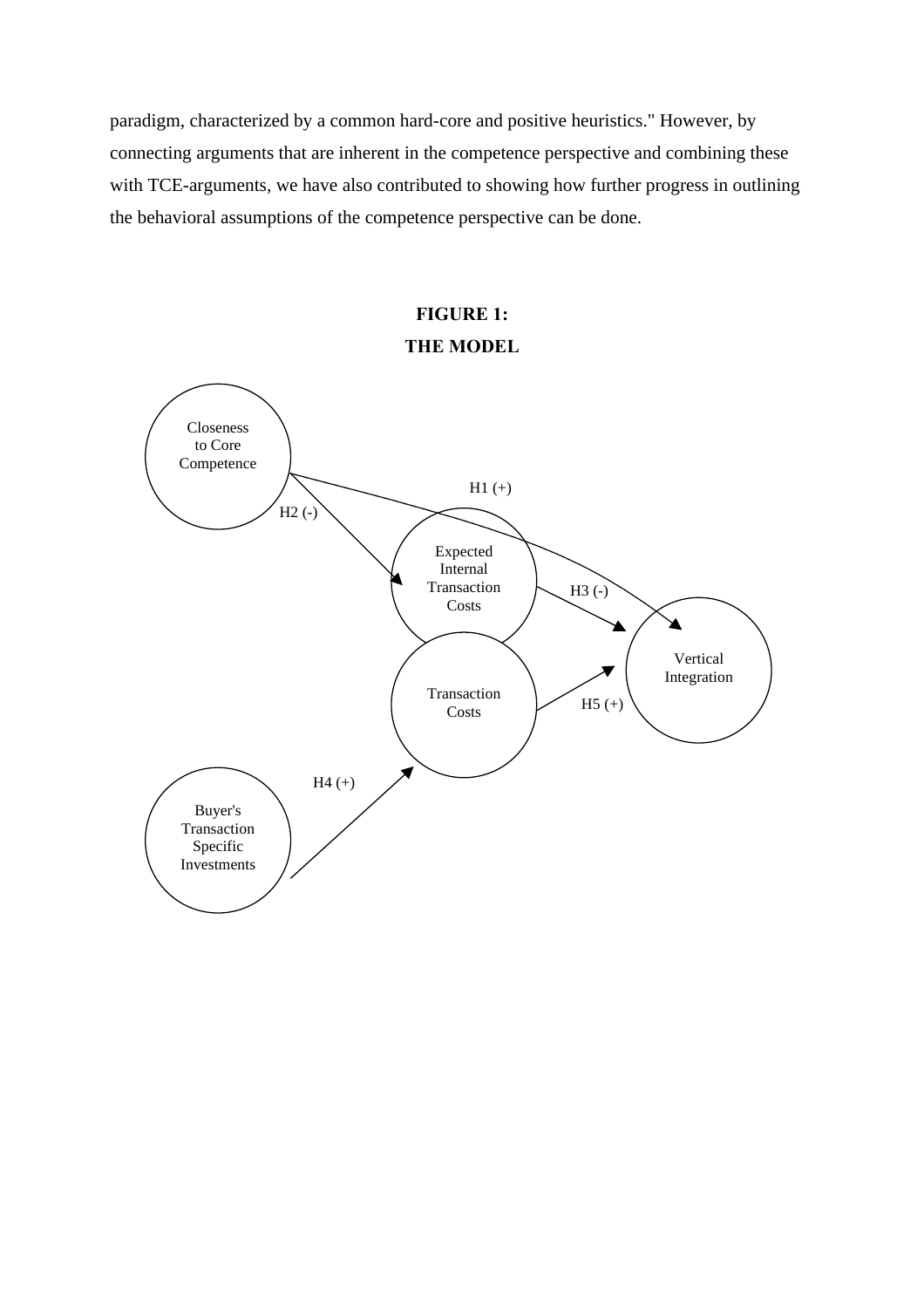paradigm, characterized by a common hard-core and positive heuristics." However, by connecting arguments that are inherent in the competence perspective and combining these with TCE-arguments, we have also contributed to showing how further progress in outlining the behavioral assumptions of the competence perspective can be done.

**FIGURE 1:**
**THE MODEL**

Closeness to Core Competence

H1 (+)

H2 (-)

Expected Internal Transaction Costs

H3 (-)

Vertical Integration

Transaction Costs

H5 (+)

H4 (+)

Buyer's Transaction Specific Investments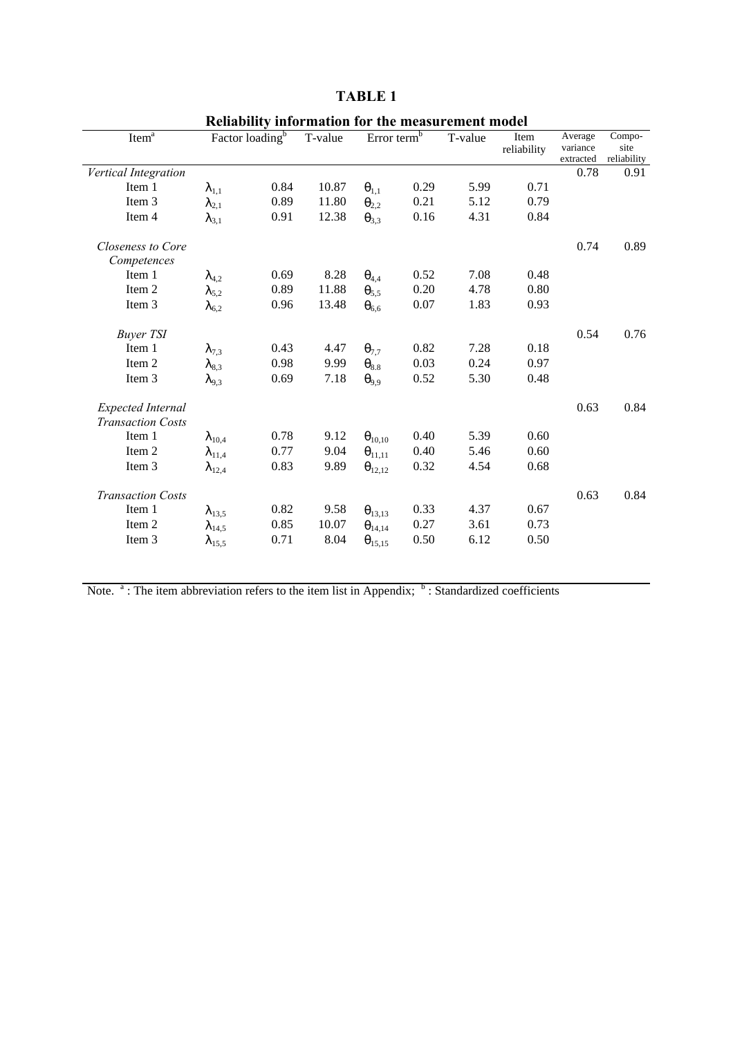# TABLE 1

## Reliability information for the measurement model

| Item[a] | Factor loading[b] | | T-value | Error term[b] | | T-value | Item reliability | Average variance extracted | Composite reliability |
|---|---|---|---|---|---|---|---|---|---|
| *Vertical Integration* | | | | | | | | 0.78 | 0.91 |
| Item 1 | $\lambda_{1,1}$ | 0.84 | 10.87 | $\theta_{1,1}$ | 0.29 | 5.99 | 0.71 | | |
| Item 3 | $\lambda_{2,1}$ | 0.89 | 11.80 | $\theta_{2,2}$ | 0.21 | 5.12 | 0.79 | | |
| Item 4 | $\lambda_{3,1}$ | 0.91 | 12.38 | $\theta_{3,3}$ | 0.16 | 4.31 | 0.84 | | |
| *Closeness to Core Competences* | | | | | | | | 0.74 | 0.89 |
| Item 1 | $\lambda_{4,2}$ | 0.69 | 8.28 | $\theta_{4,4}$ | 0.52 | 7.08 | 0.48 | | |
| Item 2 | $\lambda_{5,2}$ | 0.89 | 11.88 | $\theta_{5,5}$ | 0.20 | 4.78 | 0.80 | | |
| Item 3 | $\lambda_{6,2}$ | 0.96 | 13.48 | $\theta_{6,6}$ | 0.07 | 1.83 | 0.93 | | |
| *Buyer TSI* | | | | | | | | 0.54 | 0.76 |
| Item 1 | $\lambda_{7,3}$ | 0.43 | 4.47 | $\theta_{7,7}$ | 0.82 | 7.28 | 0.18 | | |
| Item 2 | $\lambda_{8,3}$ | 0.98 | 9.99 | $\theta_{8,8}$ | 0.03 | 0.24 | 0.97 | | |
| Item 3 | $\lambda_{9,3}$ | 0.69 | 7.18 | $\theta_{9,9}$ | 0.52 | 5.30 | 0.48 | | |
| *Expected Internal Transaction Costs* | | | | | | | | 0.63 | 0.84 |
| Item 1 | $\lambda_{10,4}$ | 0.78 | 9.12 | $\theta_{10,10}$ | 0.40 | 5.39 | 0.60 | | |
| Item 2 | $\lambda_{11,4}$ | 0.77 | 9.04 | $\theta_{11,11}$ | 0.40 | 5.46 | 0.60 | | |
| Item 3 | $\lambda_{12,4}$ | 0.83 | 9.89 | $\theta_{12,12}$ | 0.32 | 4.54 | 0.68 | | |
| *Transaction Costs* | | | | | | | | 0.63 | 0.84 |
| Item 1 | $\lambda_{13,5}$ | 0.82 | 9.58 | $\theta_{13,13}$ | 0.33 | 4.37 | 0.67 | | |
| Item 2 | $\lambda_{14,5}$ | 0.85 | 10.07 | $\theta_{14,14}$ | 0.27 | 3.61 | 0.73 | | |
| Item 3 | $\lambda_{15,5}$ | 0.71 | 8.04 | $\theta_{15,15}$ | 0.50 | 6.12 | 0.50 | | |

Note. [a]: The item abbreviation refers to the item list in Appendix; [b]: Standardized coefficients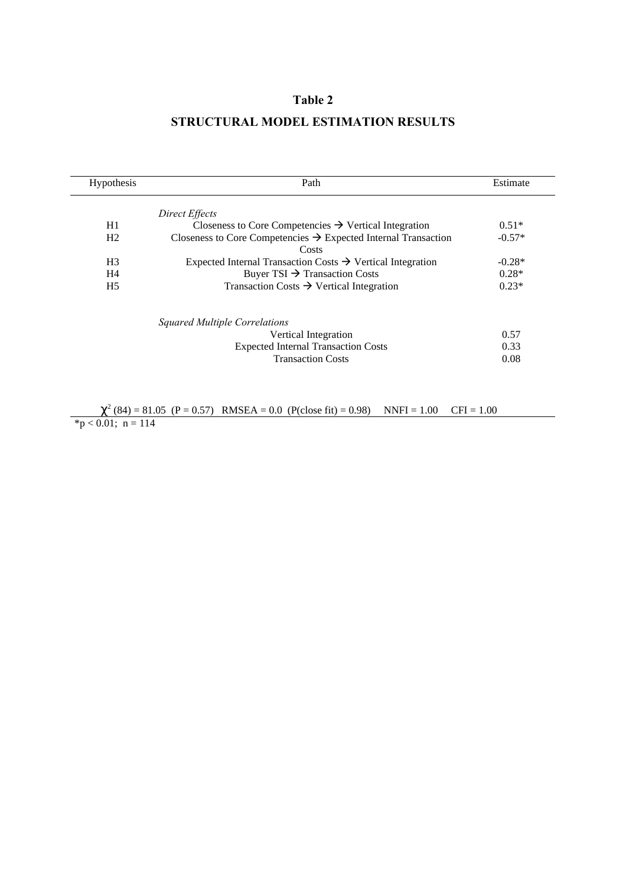# Table 2

## STRUCTURAL MODEL ESTIMATION RESULTS

| Hypothesis | Path | Estimate |
|---|---|---|
| | *Direct Effects* | |
| H1 | Closeness to Core Competencies → Vertical Integration | 0.51* |
| H2 | Closeness to Core Competencies → Expected Internal Transaction Costs | -0.57* |
| H3 | Expected Internal Transaction Costs → Vertical Integration | -0.28* |
| H4 | Buyer TSI → Transaction Costs | 0.28* |
| H5 | Transaction Costs → Vertical Integration | 0.23* |
| | *Squared Multiple Correlations* | |
| | Vertical Integration | 0.57 |
| | Expected Internal Transaction Costs | 0.33 |
| | Transaction Costs | 0.08 |

$\chi^2$ (84) = 81.05 (P = 0.57) RMSEA = 0.0 (P(close fit) = 0.98) NNFI = 1.00 CFI = 1.00

*$p < 0.01$; n = 114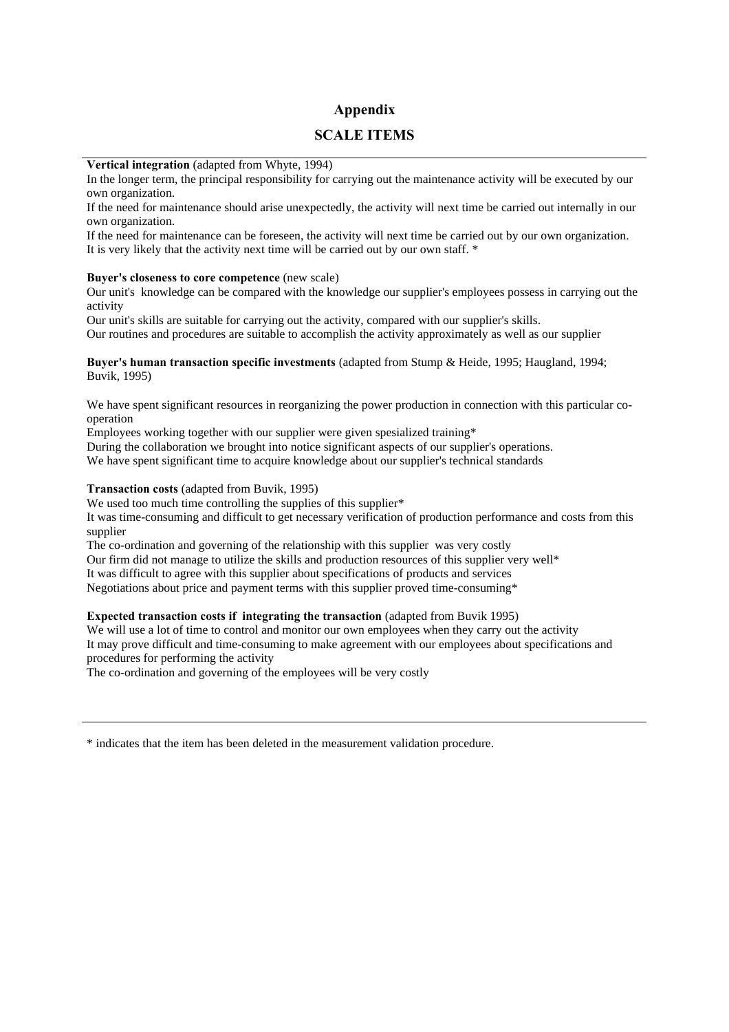# Appendix

## SCALE ITEMS

**Vertical integration** (adapted from Whyte, 1994)

In the longer term, the principal responsibility for carrying out the maintenance activity will be executed by our own organization.

If the need for maintenance should arise unexpectedly, the activity will next time be carried out internally in our own organization.

If the need for maintenance can be foreseen, the activity will next time be carried out by our own organization.

It is very likely that the activity next time will be carried out by our own staff. *

**Buyer's closeness to core competence** (new scale)

Our unit's knowledge can be compared with the knowledge our supplier's employees possess in carrying out the activity

Our unit's skills are suitable for carrying out the activity, compared with our supplier's skills.

Our routines and procedures are suitable to accomplish the activity approximately as well as our supplier

**Buyer's human transaction specific investments** (adapted from Stump & Heide, 1995; Haugland, 1994; Buvik, 1995)

We have spent significant resources in reorganizing the power production in connection with this particular co-operation

Employees working together with our supplier were given spesialized training*

During the collaboration we brought into notice significant aspects of our supplier's operations.

We have spent significant time to acquire knowledge about our supplier's technical standards

**Transaction costs** (adapted from Buvik, 1995)

We used too much time controlling the supplies of this supplier*

It was time-consuming and difficult to get necessary verification of production performance and costs from this supplier

The co-ordination and governing of the relationship with this supplier was very costly

Our firm did not manage to utilize the skills and production resources of this supplier very well*

It was difficult to agree with this supplier about specifications of products and services

Negotiations about price and payment terms with this supplier proved time-consuming*

**Expected transaction costs if integrating the transaction** (adapted from Buvik 1995)

We will use a lot of time to control and monitor our own employees when they carry out the activity

It may prove difficult and time-consuming to make agreement with our employees about specifications and procedures for performing the activity

The co-ordination and governing of the employees will be very costly

---

* indicates that the item has been deleted in the measurement validation procedure.